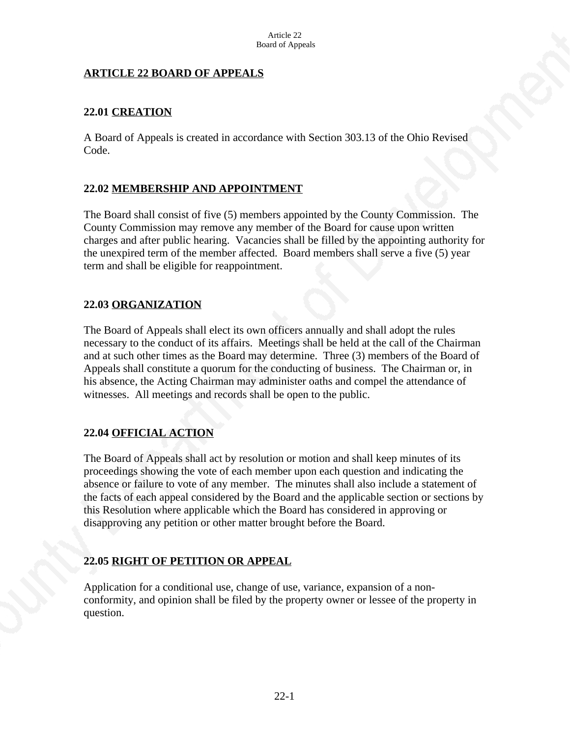# ARTICLE 22 BOARD OF APPEALS

## 22.01 CREATION

A Board of Appeals is created in accordance with Section 303.13 of the Ohio Revised Code.

## 22.02 MEMBERSHIP AND APPOINTMENT

The Board shall consist of five (5) members appointed by the County Commission. The County Commission may remove any member of the Board for cause upon written charges and after public hearing. Vacancies shall be filled by the appointing authority for the unexpired term of the member affected. Board members shall serve a five (5) year term and shall be eligible for reappointment.

## 22.03 ORGANIZATION

The Board of Appeals shall elect its own officers annually and shall adopt the rules necessary to the conduct of its affairs. Meetings shall be held at the call of the Chairman and at such other times as the Board may determine. Three (3) members of the Board of Appeals shall constitute a quorum for the conducting of business. The Chairman or, in his absence, the Acting Chairman may administer oaths and compel the attendance of witnesses. All meetings and records shall be open to the public.

## 22.04 OFFICIAL ACTION

The Board of Appeals shall act by resolution or motion and shall keep minutes of its proceedings showing the vote of each member upon each question and indicating the absence or failure to vote of any member. The minutes shall also include a statement of the facts of each appeal considered by the Board and the applicable section or sections by this Resolution where applicable which the Board has considered in approving or disapproving any petition or other matter brought before the Board.

## 22.05 RIGHT OF PETITION OR APPEAL

Application for a conditional use, change of use, variance, expansion of a non-conformity, and opinion shall be filed by the property owner or lessee of the property in question.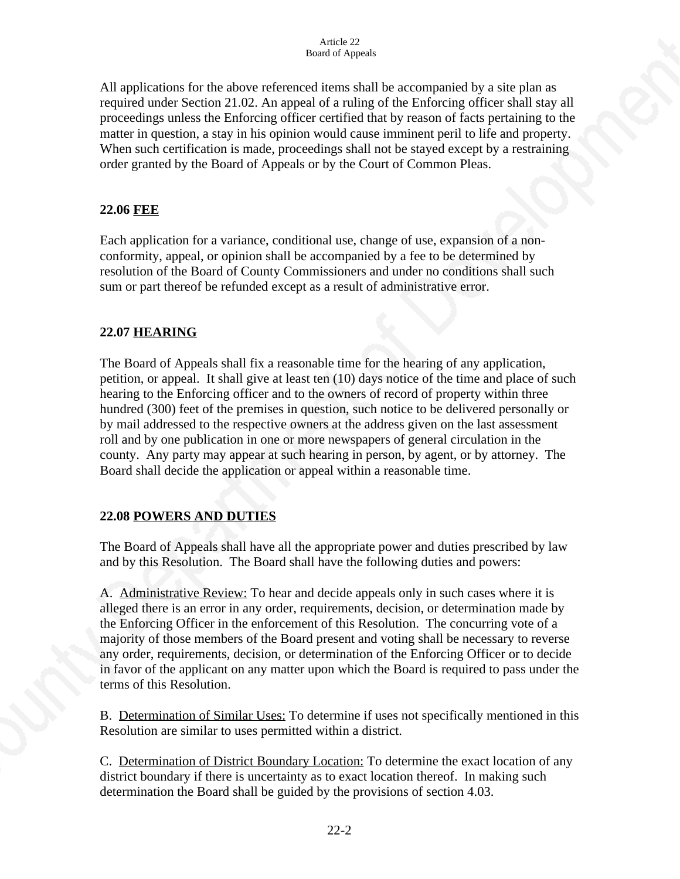All applications for the above referenced items shall be accompanied by a site plan as required under Section 21.02. An appeal of a ruling of the Enforcing officer shall stay all proceedings unless the Enforcing officer certified that by reason of facts pertaining to the matter in question, a stay in his opinion would cause imminent peril to life and property. When such certification is made, proceedings shall not be stayed except by a restraining order granted by the Board of Appeals or by the Court of Common Pleas.

### 22.06 <u>FEE</u>

Each application for a variance, conditional use, change of use, expansion of a non-conformity, appeal, or opinion shall be accompanied by a fee to be determined by resolution of the Board of County Commissioners and under no conditions shall such sum or part thereof be refunded except as a result of administrative error.

### 22.07 <u>HEARING</u>

The Board of Appeals shall fix a reasonable time for the hearing of any application, petition, or appeal. It shall give at least ten (10) days notice of the time and place of such hearing to the Enforcing officer and to the owners of record of property within three hundred (300) feet of the premises in question, such notice to be delivered personally or by mail addressed to the respective owners at the address given on the last assessment roll and by one publication in one or more newspapers of general circulation in the county. Any party may appear at such hearing in person, by agent, or by attorney. The Board shall decide the application or appeal within a reasonable time.

### 22.08 <u>POWERS AND DUTIES</u>

The Board of Appeals shall have all the appropriate power and duties prescribed by law and by this Resolution. The Board shall have the following duties and powers:

A. <u>Administrative Review:</u> To hear and decide appeals only in such cases where it is alleged there is an error in any order, requirements, decision, or determination made by the Enforcing Officer in the enforcement of this Resolution. The concurring vote of a majority of those members of the Board present and voting shall be necessary to reverse any order, requirements, decision, or determination of the Enforcing Officer or to decide in favor of the applicant on any matter upon which the Board is required to pass under the terms of this Resolution.

B. <u>Determination of Similar Uses:</u> To determine if uses not specifically mentioned in this Resolution are similar to uses permitted within a district.

C. <u>Determination of District Boundary Location:</u> To determine the exact location of any district boundary if there is uncertainty as to exact location thereof. In making such determination the Board shall be guided by the provisions of section 4.03.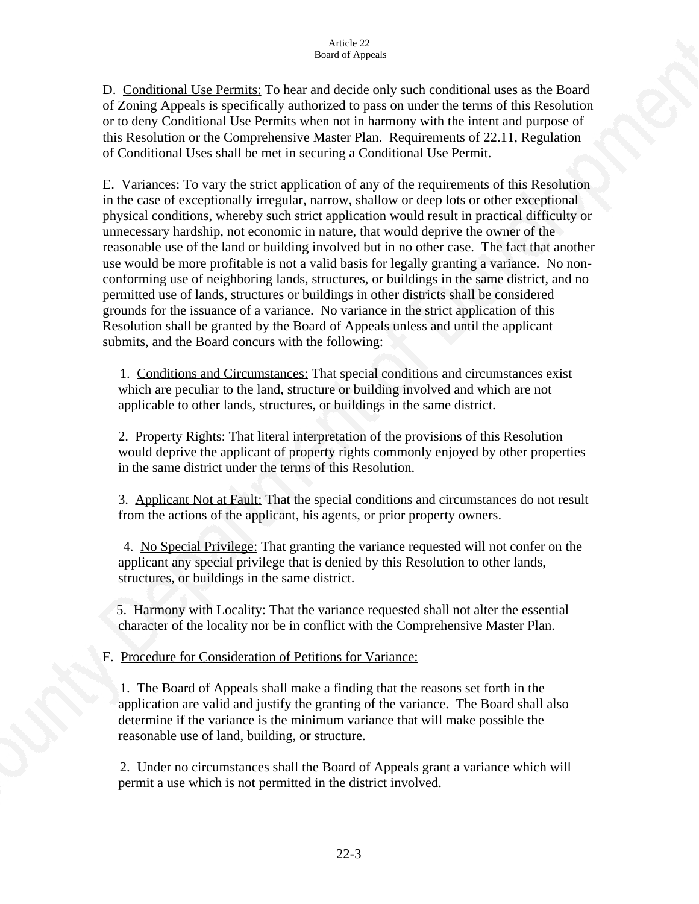D. Conditional Use Permits: To hear and decide only such conditional uses as the Board of Zoning Appeals is specifically authorized to pass on under the terms of this Resolution or to deny Conditional Use Permits when not in harmony with the intent and purpose of this Resolution or the Comprehensive Master Plan. Requirements of 22.11, Regulation of Conditional Uses shall be met in securing a Conditional Use Permit.

E. Variances: To vary the strict application of any of the requirements of this Resolution in the case of exceptionally irregular, narrow, shallow or deep lots or other exceptional physical conditions, whereby such strict application would result in practical difficulty or unnecessary hardship, not economic in nature, that would deprive the owner of the reasonable use of the land or building involved but in no other case. The fact that another use would be more profitable is not a valid basis for legally granting a variance. No non-conforming use of neighboring lands, structures, or buildings in the same district, and no permitted use of lands, structures or buildings in other districts shall be considered grounds for the issuance of a variance. No variance in the strict application of this Resolution shall be granted by the Board of Appeals unless and until the applicant submits, and the Board concurs with the following:

1. Conditions and Circumstances: That special conditions and circumstances exist which are peculiar to the land, structure or building involved and which are not applicable to other lands, structures, or buildings in the same district.

2. Property Rights: That literal interpretation of the provisions of this Resolution would deprive the applicant of property rights commonly enjoyed by other properties in the same district under the terms of this Resolution.

3. Applicant Not at Fault: That the special conditions and circumstances do not result from the actions of the applicant, his agents, or prior property owners.

4. No Special Privilege: That granting the variance requested will not confer on the applicant any special privilege that is denied by this Resolution to other lands, structures, or buildings in the same district.

5. Harmony with Locality: That the variance requested shall not alter the essential character of the locality nor be in conflict with the Comprehensive Master Plan.

F. Procedure for Consideration of Petitions for Variance:

1. The Board of Appeals shall make a finding that the reasons set forth in the application are valid and justify the granting of the variance. The Board shall also determine if the variance is the minimum variance that will make possible the reasonable use of land, building, or structure.

2. Under no circumstances shall the Board of Appeals grant a variance which will permit a use which is not permitted in the district involved.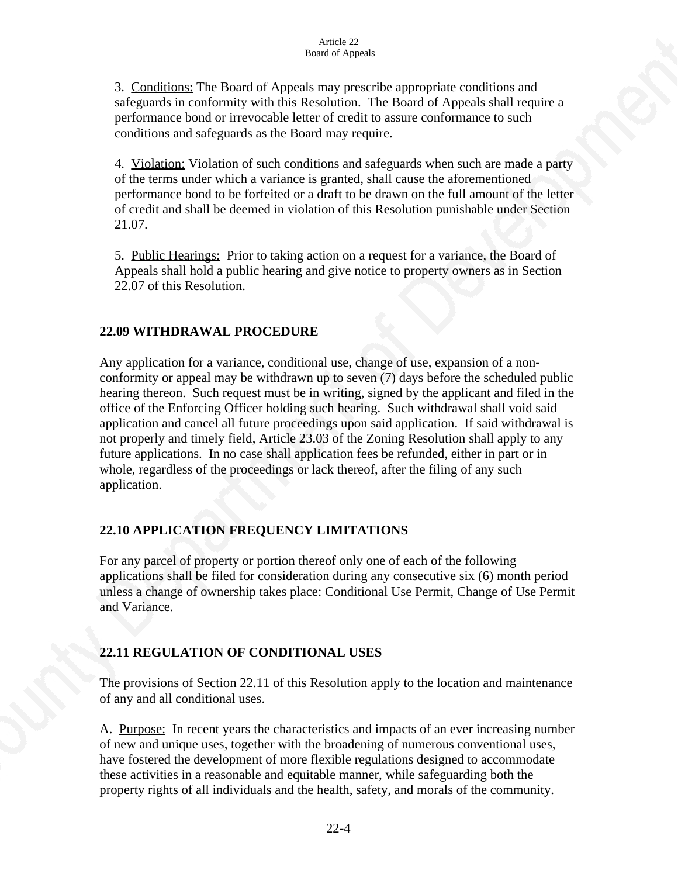3. Conditions: The Board of Appeals may prescribe appropriate conditions and safeguards in conformity with this Resolution. The Board of Appeals shall require a performance bond or irrevocable letter of credit to assure conformance to such conditions and safeguards as the Board may require.

4. Violation: Violation of such conditions and safeguards when such are made a party of the terms under which a variance is granted, shall cause the aforementioned performance bond to be forfeited or a draft to be drawn on the full amount of the letter of credit and shall be deemed in violation of this Resolution punishable under Section 21.07.

5. Public Hearings: Prior to taking action on a request for a variance, the Board of Appeals shall hold a public hearing and give notice to property owners as in Section 22.07 of this Resolution.

## 22.09 WITHDRAWAL PROCEDURE

Any application for a variance, conditional use, change of use, expansion of a non-conformity or appeal may be withdrawn up to seven (7) days before the scheduled public hearing thereon. Such request must be in writing, signed by the applicant and filed in the office of the Enforcing Officer holding such hearing. Such withdrawal shall void said application and cancel all future proceedings upon said application. If said withdrawal is not properly and timely field, Article 23.03 of the Zoning Resolution shall apply to any future applications. In no case shall application fees be refunded, either in part or in whole, regardless of the proceedings or lack thereof, after the filing of any such application.

## 22.10 APPLICATION FREQUENCY LIMITATIONS

For any parcel of property or portion thereof only one of each of the following applications shall be filed for consideration during any consecutive six (6) month period unless a change of ownership takes place: Conditional Use Permit, Change of Use Permit and Variance.

## 22.11 REGULATION OF CONDITIONAL USES

The provisions of Section 22.11 of this Resolution apply to the location and maintenance of any and all conditional uses.

A. Purpose: In recent years the characteristics and impacts of an ever increasing number of new and unique uses, together with the broadening of numerous conventional uses, have fostered the development of more flexible regulations designed to accommodate these activities in a reasonable and equitable manner, while safeguarding both the property rights of all individuals and the health, safety, and morals of the community.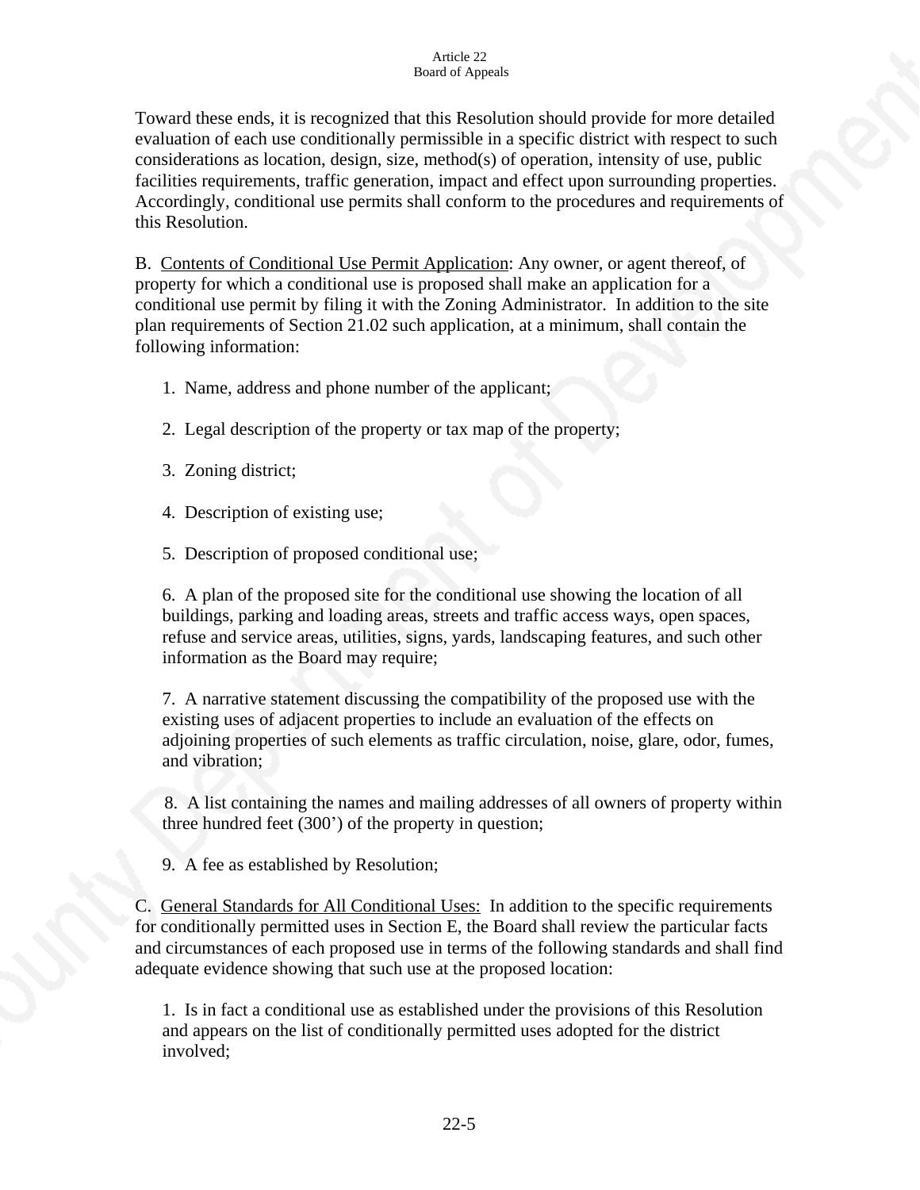Toward these ends, it is recognized that this Resolution should provide for more detailed evaluation of each use conditionally permissible in a specific district with respect to such considerations as location, design, size, method(s) of operation, intensity of use, public facilities requirements, traffic generation, impact and effect upon surrounding properties. Accordingly, conditional use permits shall conform to the procedures and requirements of this Resolution.

B. <u>Contents of Conditional Use Permit Application</u>: Any owner, or agent thereof, of property for which a conditional use is proposed shall make an application for a conditional use permit by filing it with the Zoning Administrator. In addition to the site plan requirements of Section 21.02 such application, at a minimum, shall contain the following information:

1. Name, address and phone number of the applicant;

2. Legal description of the property or tax map of the property;

3. Zoning district;

4. Description of existing use;

5. Description of proposed conditional use;

6. A plan of the proposed site for the conditional use showing the location of all buildings, parking and loading areas, streets and traffic access ways, open spaces, refuse and service areas, utilities, signs, yards, landscaping features, and such other information as the Board may require;

7. A narrative statement discussing the compatibility of the proposed use with the existing uses of adjacent properties to include an evaluation of the effects on adjoining properties of such elements as traffic circulation, noise, glare, odor, fumes, and vibration;

8. A list containing the names and mailing addresses of all owners of property within three hundred feet (300') of the property in question;

9. A fee as established by Resolution;

C. <u>General Standards for All Conditional Uses:</u> In addition to the specific requirements for conditionally permitted uses in Section E, the Board shall review the particular facts and circumstances of each proposed use in terms of the following standards and shall find adequate evidence showing that such use at the proposed location:

1. Is in fact a conditional use as established under the provisions of this Resolution and appears on the list of conditionally permitted uses adopted for the district involved;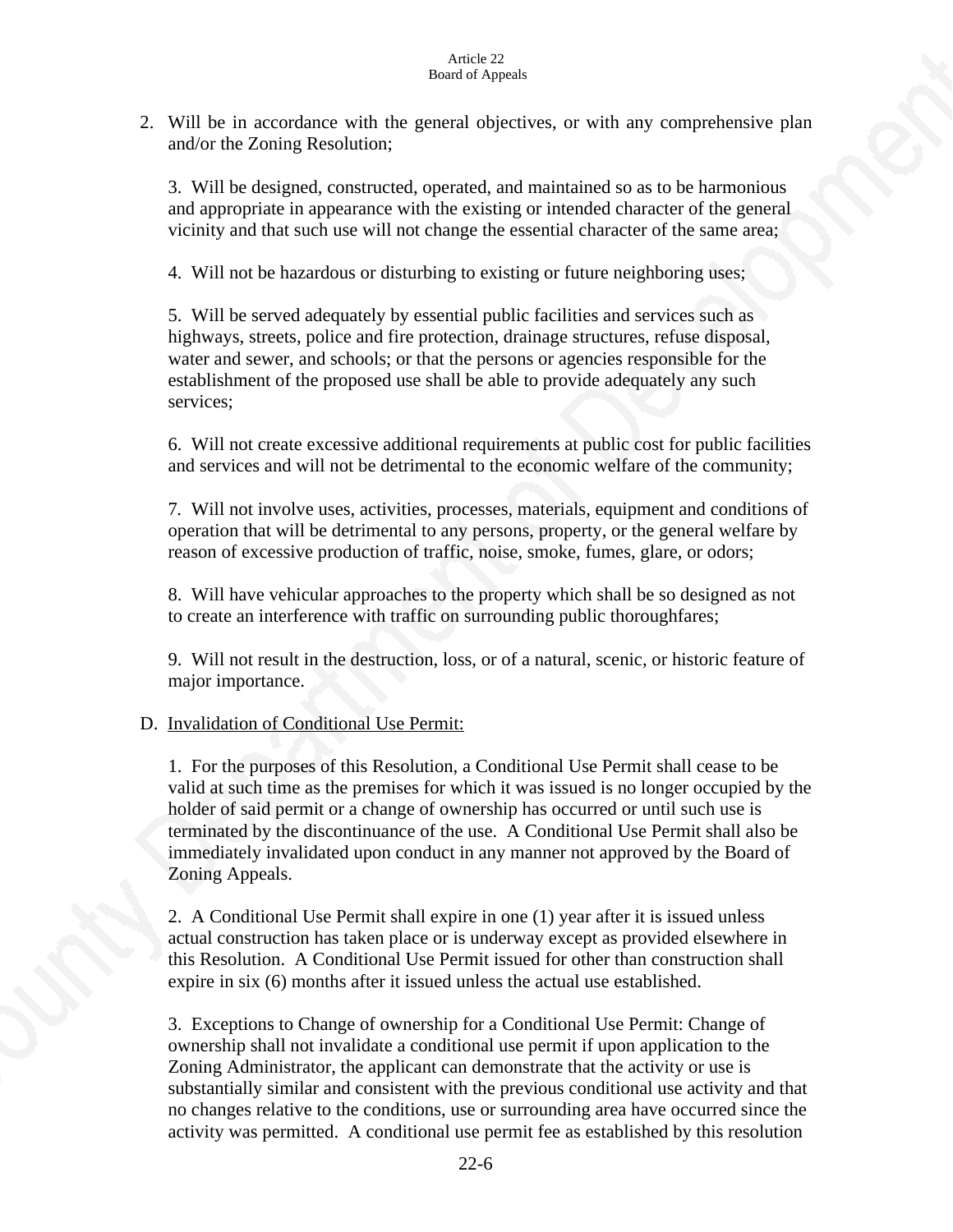2. Will be in accordance with the general objectives, or with any comprehensive plan and/or the Zoning Resolution;

3. Will be designed, constructed, operated, and maintained so as to be harmonious and appropriate in appearance with the existing or intended character of the general vicinity and that such use will not change the essential character of the same area;

4. Will not be hazardous or disturbing to existing or future neighboring uses;

5. Will be served adequately by essential public facilities and services such as highways, streets, police and fire protection, drainage structures, refuse disposal, water and sewer, and schools; or that the persons or agencies responsible for the establishment of the proposed use shall be able to provide adequately any such services;

6. Will not create excessive additional requirements at public cost for public facilities and services and will not be detrimental to the economic welfare of the community;

7. Will not involve uses, activities, processes, materials, equipment and conditions of operation that will be detrimental to any persons, property, or the general welfare by reason of excessive production of traffic, noise, smoke, fumes, glare, or odors;

8. Will have vehicular approaches to the property which shall be so designed as not to create an interference with traffic on surrounding public thoroughfares;

9. Will not result in the destruction, loss, or of a natural, scenic, or historic feature of major importance.

D. Invalidation of Conditional Use Permit:

1. For the purposes of this Resolution, a Conditional Use Permit shall cease to be valid at such time as the premises for which it was issued is no longer occupied by the holder of said permit or a change of ownership has occurred or until such use is terminated by the discontinuance of the use. A Conditional Use Permit shall also be immediately invalidated upon conduct in any manner not approved by the Board of Zoning Appeals.

2. A Conditional Use Permit shall expire in one (1) year after it is issued unless actual construction has taken place or is underway except as provided elsewhere in this Resolution. A Conditional Use Permit issued for other than construction shall expire in six (6) months after it issued unless the actual use established.

3. Exceptions to Change of ownership for a Conditional Use Permit: Change of ownership shall not invalidate a conditional use permit if upon application to the Zoning Administrator, the applicant can demonstrate that the activity or use is substantially similar and consistent with the previous conditional use activity and that no changes relative to the conditions, use or surrounding area have occurred since the activity was permitted. A conditional use permit fee as established by this resolution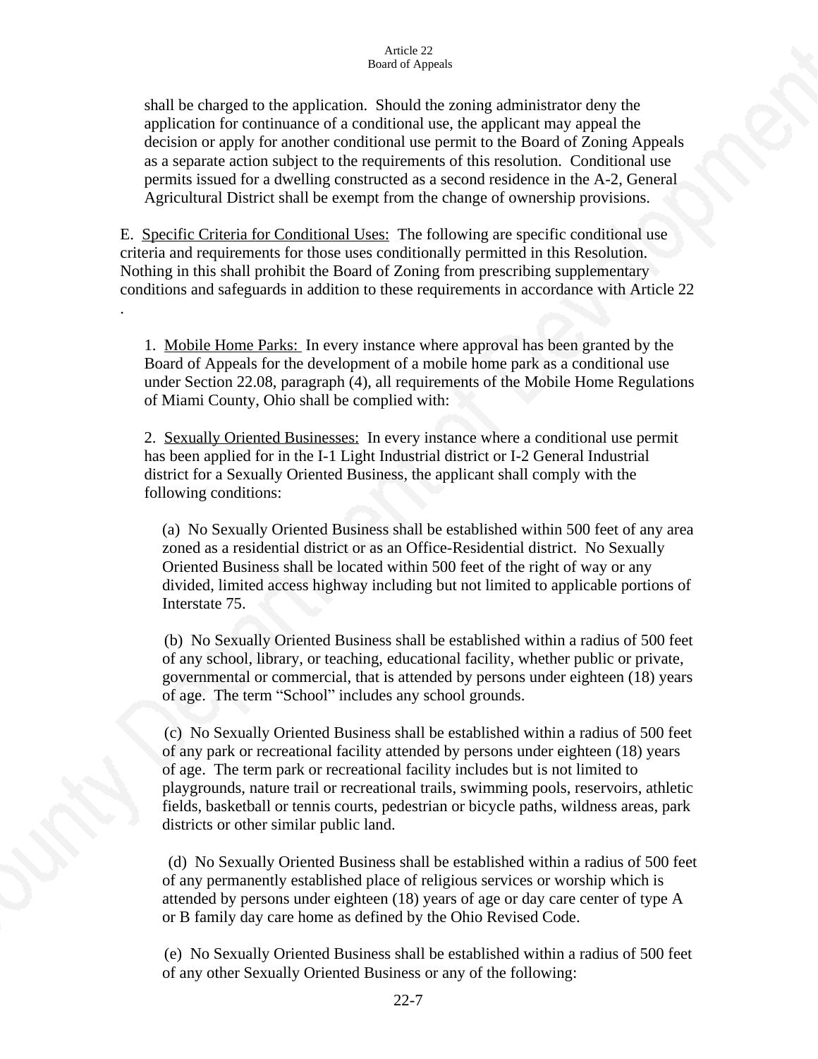shall be charged to the application. Should the zoning administrator deny the application for continuance of a conditional use, the applicant may appeal the decision or apply for another conditional use permit to the Board of Zoning Appeals as a separate action subject to the requirements of this resolution. Conditional use permits issued for a dwelling constructed as a second residence in the A-2, General Agricultural District shall be exempt from the change of ownership provisions.

E. Specific Criteria for Conditional Uses: The following are specific conditional use criteria and requirements for those uses conditionally permitted in this Resolution. Nothing in this shall prohibit the Board of Zoning from prescribing supplementary conditions and safeguards in addition to these requirements in accordance with Article 22 .

1. Mobile Home Parks: In every instance where approval has been granted by the Board of Appeals for the development of a mobile home park as a conditional use under Section 22.08, paragraph (4), all requirements of the Mobile Home Regulations of Miami County, Ohio shall be complied with:

2. Sexually Oriented Businesses: In every instance where a conditional use permit has been applied for in the I-1 Light Industrial district or I-2 General Industrial district for a Sexually Oriented Business, the applicant shall comply with the following conditions:

(a) No Sexually Oriented Business shall be established within 500 feet of any area zoned as a residential district or as an Office-Residential district. No Sexually Oriented Business shall be located within 500 feet of the right of way or any divided, limited access highway including but not limited to applicable portions of Interstate 75.

(b) No Sexually Oriented Business shall be established within a radius of 500 feet of any school, library, or teaching, educational facility, whether public or private, governmental or commercial, that is attended by persons under eighteen (18) years of age. The term "School" includes any school grounds.

(c) No Sexually Oriented Business shall be established within a radius of 500 feet of any park or recreational facility attended by persons under eighteen (18) years of age. The term park or recreational facility includes but is not limited to playgrounds, nature trail or recreational trails, swimming pools, reservoirs, athletic fields, basketball or tennis courts, pedestrian or bicycle paths, wildness areas, park districts or other similar public land.

(d) No Sexually Oriented Business shall be established within a radius of 500 feet of any permanently established place of religious services or worship which is attended by persons under eighteen (18) years of age or day care center of type A or B family day care home as defined by the Ohio Revised Code.

(e) No Sexually Oriented Business shall be established within a radius of 500 feet of any other Sexually Oriented Business or any of the following: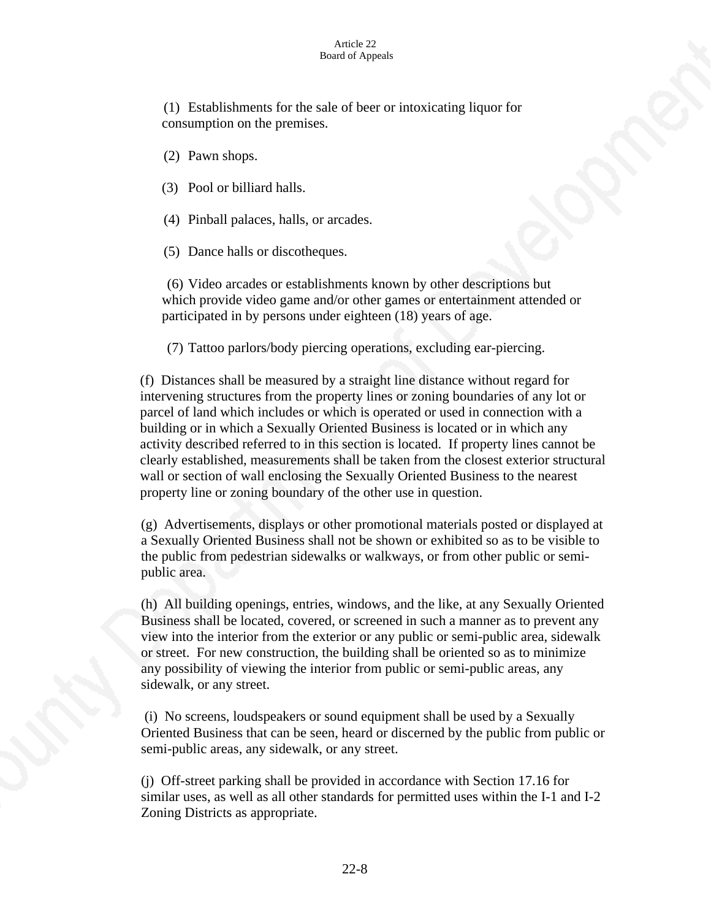(1) Establishments for the sale of beer or intoxicating liquor for consumption on the premises.

(2) Pawn shops.

(3) Pool or billiard halls.

(4) Pinball palaces, halls, or arcades.

(5) Dance halls or discotheques.

(6) Video arcades or establishments known by other descriptions but which provide video game and/or other games or entertainment attended or participated in by persons under eighteen (18) years of age.

(7) Tattoo parlors/body piercing operations, excluding ear-piercing.

(f) Distances shall be measured by a straight line distance without regard for intervening structures from the property lines or zoning boundaries of any lot or parcel of land which includes or which is operated or used in connection with a building or in which a Sexually Oriented Business is located or in which any activity described referred to in this section is located. If property lines cannot be clearly established, measurements shall be taken from the closest exterior structural wall or section of wall enclosing the Sexually Oriented Business to the nearest property line or zoning boundary of the other use in question.

(g) Advertisements, displays or other promotional materials posted or displayed at a Sexually Oriented Business shall not be shown or exhibited so as to be visible to the public from pedestrian sidewalks or walkways, or from other public or semi-public area.

(h) All building openings, entries, windows, and the like, at any Sexually Oriented Business shall be located, covered, or screened in such a manner as to prevent any view into the interior from the exterior or any public or semi-public area, sidewalk or street. For new construction, the building shall be oriented so as to minimize any possibility of viewing the interior from public or semi-public areas, any sidewalk, or any street.

(i) No screens, loudspeakers or sound equipment shall be used by a Sexually Oriented Business that can be seen, heard or discerned by the public from public or semi-public areas, any sidewalk, or any street.

(j) Off-street parking shall be provided in accordance with Section 17.16 for similar uses, as well as all other standards for permitted uses within the I-1 and I-2 Zoning Districts as appropriate.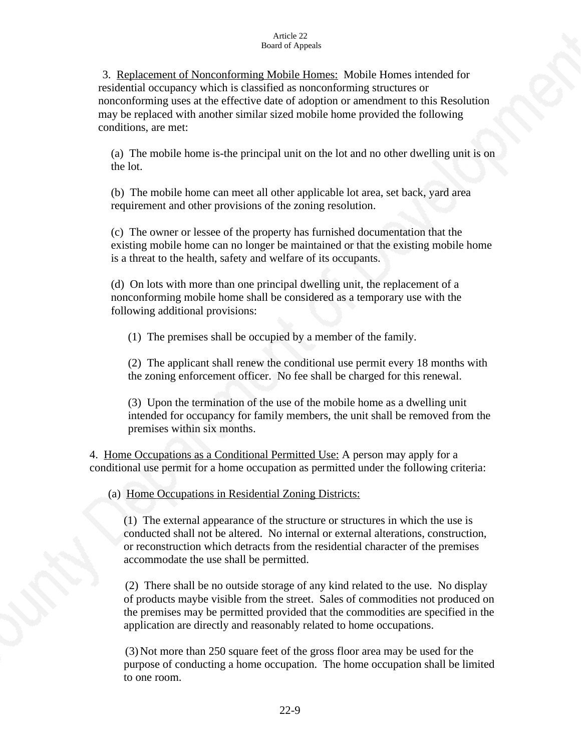3. Replacement of Nonconforming Mobile Homes: Mobile Homes intended for residential occupancy which is classified as nonconforming structures or nonconforming uses at the effective date of adoption or amendment to this Resolution may be replaced with another similar sized mobile home provided the following conditions, are met:

(a) The mobile home is-the principal unit on the lot and no other dwelling unit is on the lot.

(b) The mobile home can meet all other applicable lot area, set back, yard area requirement and other provisions of the zoning resolution.

(c) The owner or lessee of the property has furnished documentation that the existing mobile home can no longer be maintained or that the existing mobile home is a threat to the health, safety and welfare of its occupants.

(d) On lots with more than one principal dwelling unit, the replacement of a nonconforming mobile home shall be considered as a temporary use with the following additional provisions:

(1) The premises shall be occupied by a member of the family.

(2) The applicant shall renew the conditional use permit every 18 months with the zoning enforcement officer. No fee shall be charged for this renewal.

(3) Upon the termination of the use of the mobile home as a dwelling unit intended for occupancy for family members, the unit shall be removed from the premises within six months.

4. Home Occupations as a Conditional Permitted Use: A person may apply for a conditional use permit for a home occupation as permitted under the following criteria:

(a) Home Occupations in Residential Zoning Districts:

(1) The external appearance of the structure or structures in which the use is conducted shall not be altered. No internal or external alterations, construction, or reconstruction which detracts from the residential character of the premises accommodate the use shall be permitted.

(2) There shall be no outside storage of any kind related to the use. No display of products maybe visible from the street. Sales of commodities not produced on the premises may be permitted provided that the commodities are specified in the application are directly and reasonably related to home occupations.

(3) Not more than 250 square feet of the gross floor area may be used for the purpose of conducting a home occupation. The home occupation shall be limited to one room.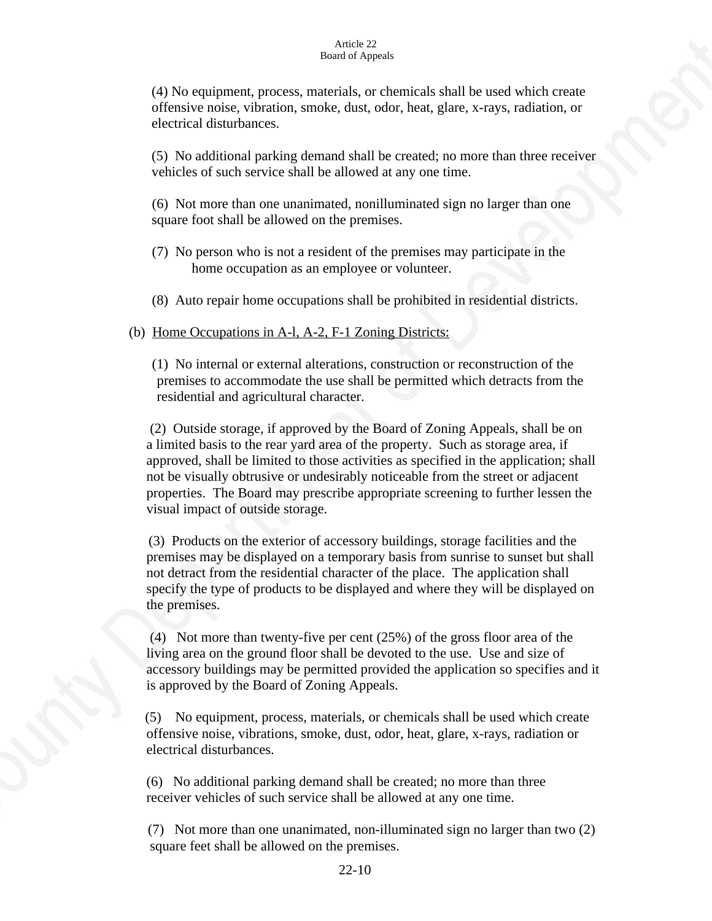(4) No equipment, process, materials, or chemicals shall be used which create offensive noise, vibration, smoke, dust, odor, heat, glare, x-rays, radiation, or electrical disturbances.

(5) No additional parking demand shall be created; no more than three receiver vehicles of such service shall be allowed at any one time.

(6) Not more than one unanimated, nonilluminated sign no larger than one square foot shall be allowed on the premises.

(7) No person who is not a resident of the premises may participate in the home occupation as an employee or volunteer.

(8) Auto repair home occupations shall be prohibited in residential districts.

(b) <u>Home Occupations in A-l, A-2, F-1 Zoning Districts:</u>

(1) No internal or external alterations, construction or reconstruction of the premises to accommodate the use shall be permitted which detracts from the residential and agricultural character.

(2) Outside storage, if approved by the Board of Zoning Appeals, shall be on a limited basis to the rear yard area of the property. Such as storage area, if approved, shall be limited to those activities as specified in the application; shall not be visually obtrusive or undesirably noticeable from the street or adjacent properties. The Board may prescribe appropriate screening to further lessen the visual impact of outside storage.

(3) Products on the exterior of accessory buildings, storage facilities and the premises may be displayed on a temporary basis from sunrise to sunset but shall not detract from the residential character of the place. The application shall specify the type of products to be displayed and where they will be displayed on the premises.

(4) Not more than twenty-five per cent (25%) of the gross floor area of the living area on the ground floor shall be devoted to the use. Use and size of accessory buildings may be permitted provided the application so specifies and it is approved by the Board of Zoning Appeals.

(5) No equipment, process, materials, or chemicals shall be used which create offensive noise, vibrations, smoke, dust, odor, heat, glare, x-rays, radiation or electrical disturbances.

(6) No additional parking demand shall be created; no more than three receiver vehicles of such service shall be allowed at any one time.

(7) Not more than one unanimated, non-illuminated sign no larger than two (2) square feet shall be allowed on the premises.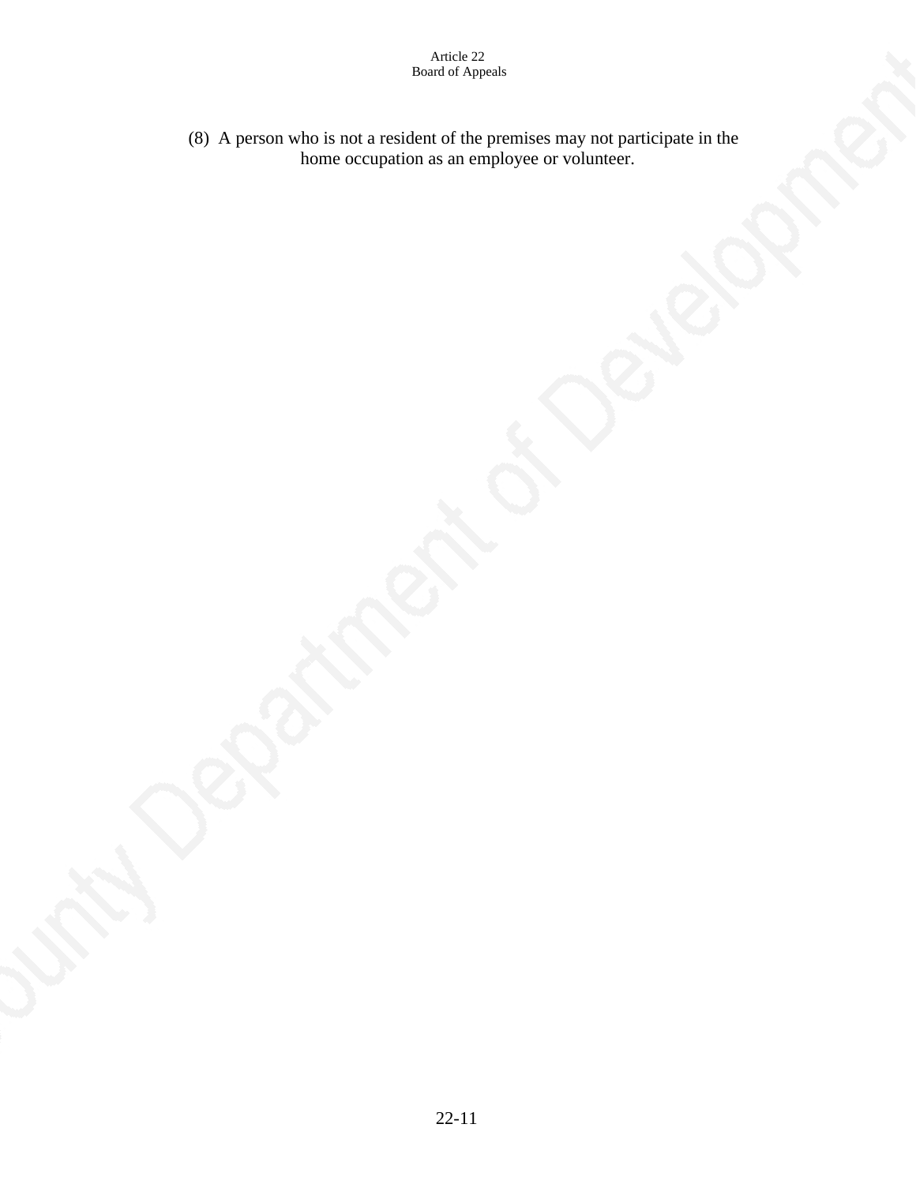(8) A person who is not a resident of the premises may not participate in the home occupation as an employee or volunteer.